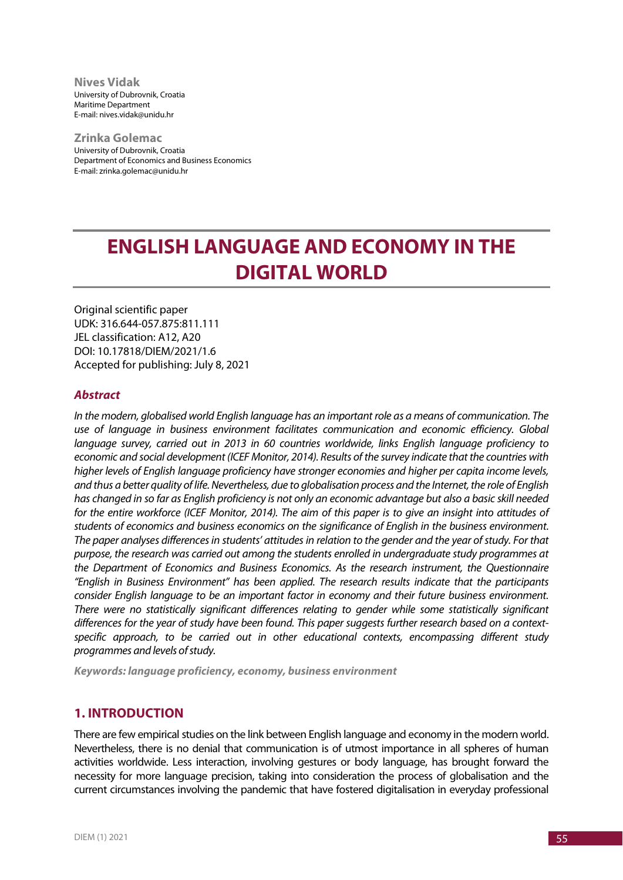**Nives Vidak**
University of Dubrovnik, Croatia
Maritime Department
E-mail: nives.vidak@unidu.hr

**Zrinka Golemac**
University of Dubrovnik, Croatia
Department of Economics and Business Economics
E-mail: zrinka.golemac@unidu.hr

# ENGLISH LANGUAGE AND ECONOMY IN THE DIGITAL WORLD

Original scientific paper
UDK: 316.644-057.875:811.111
JEL classification: A12, A20
DOI: 10.17818/DIEM/2021/1.6
Accepted for publishing: July 8, 2021

### *Abstract*

*In the modern, globalised world English language has an important role as a means of communication. The use of language in business environment facilitates communication and economic efficiency. Global language survey, carried out in 2013 in 60 countries worldwide, links English language proficiency to economic and social development (ICEF Monitor, 2014). Results of the survey indicate that the countries with higher levels of English language proficiency have stronger economies and higher per capita income levels, and thus a better quality of life. Nevertheless, due to globalisation process and the Internet, the role of English has changed in so far as English proficiency is not only an economic advantage but also a basic skill needed for the entire workforce (ICEF Monitor, 2014). The aim of this paper is to give an insight into attitudes of students of economics and business economics on the significance of English in the business environment. The paper analyses differences in students' attitudes in relation to the gender and the year of study. For that purpose, the research was carried out among the students enrolled in undergraduate study programmes at the Department of Economics and Business Economics. As the research instrument, the Questionnaire "English in Business Environment" has been applied. The research results indicate that the participants consider English language to be an important factor in economy and their future business environment. There were no statistically significant differences relating to gender while some statistically significant differences for the year of study have been found. This paper suggests further research based on a context-specific approach, to be carried out in other educational contexts, encompassing different study programmes and levels of study.*

***Keywords: language proficiency, economy, business environment***

## 1. INTRODUCTION

There are few empirical studies on the link between English language and economy in the modern world. Nevertheless, there is no denial that communication is of utmost importance in all spheres of human activities worldwide. Less interaction, involving gestures or body language, has brought forward the necessity for more language precision, taking into consideration the process of globalisation and the current circumstances involving the pandemic that have fostered digitalisation in everyday professional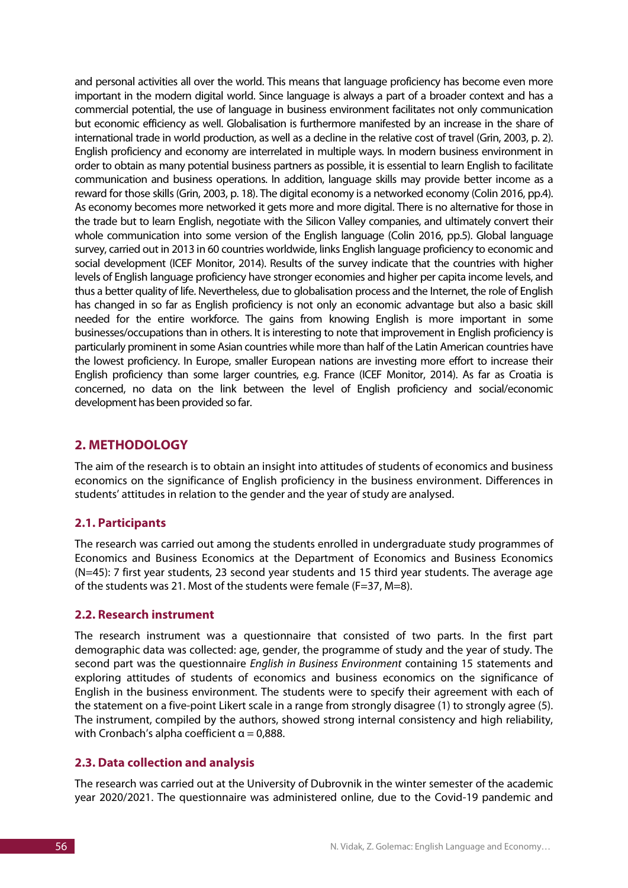and personal activities all over the world. This means that language proficiency has become even more important in the modern digital world. Since language is always a part of a broader context and has a commercial potential, the use of language in business environment facilitates not only communication but economic efficiency as well. Globalisation is furthermore manifested by an increase in the share of international trade in world production, as well as a decline in the relative cost of travel (Grin, 2003, p. 2). English proficiency and economy are interrelated in multiple ways. In modern business environment in order to obtain as many potential business partners as possible, it is essential to learn English to facilitate communication and business operations. In addition, language skills may provide better income as a reward for those skills (Grin, 2003, p. 18). The digital economy is a networked economy (Colin 2016, pp.4). As economy becomes more networked it gets more and more digital. There is no alternative for those in the trade but to learn English, negotiate with the Silicon Valley companies, and ultimately convert their whole communication into some version of the English language (Colin 2016, pp.5). Global language survey, carried out in 2013 in 60 countries worldwide, links English language proficiency to economic and social development (ICEF Monitor, 2014). Results of the survey indicate that the countries with higher levels of English language proficiency have stronger economies and higher per capita income levels, and thus a better quality of life. Nevertheless, due to globalisation process and the Internet, the role of English has changed in so far as English proficiency is not only an economic advantage but also a basic skill needed for the entire workforce. The gains from knowing English is more important in some businesses/occupations than in others. It is interesting to note that improvement in English proficiency is particularly prominent in some Asian countries while more than half of the Latin American countries have the lowest proficiency. In Europe, smaller European nations are investing more effort to increase their English proficiency than some larger countries, e.g. France (ICEF Monitor, 2014). As far as Croatia is concerned, no data on the link between the level of English proficiency and social/economic development has been provided so far.

## 2. METHODOLOGY

The aim of the research is to obtain an insight into attitudes of students of economics and business economics on the significance of English proficiency in the business environment. Differences in students' attitudes in relation to the gender and the year of study are analysed.

### 2.1. Participants

The research was carried out among the students enrolled in undergraduate study programmes of Economics and Business Economics at the Department of Economics and Business Economics (N=45): 7 first year students, 23 second year students and 15 third year students. The average age of the students was 21. Most of the students were female (F=37, M=8).

### 2.2. Research instrument

The research instrument was a questionnaire that consisted of two parts. In the first part demographic data was collected: age, gender, the programme of study and the year of study. The second part was the questionnaire *English in Business Environment* containing 15 statements and exploring attitudes of students of economics and business economics on the significance of English in the business environment. The students were to specify their agreement with each of the statement on a five-point Likert scale in a range from strongly disagree (1) to strongly agree (5). The instrument, compiled by the authors, showed strong internal consistency and high reliability, with Cronbach's alpha coefficient $\alpha = 0{,}888$.

### 2.3. Data collection and analysis

The research was carried out at the University of Dubrovnik in the winter semester of the academic year 2020/2021. The questionnaire was administered online, due to the Covid-19 pandemic and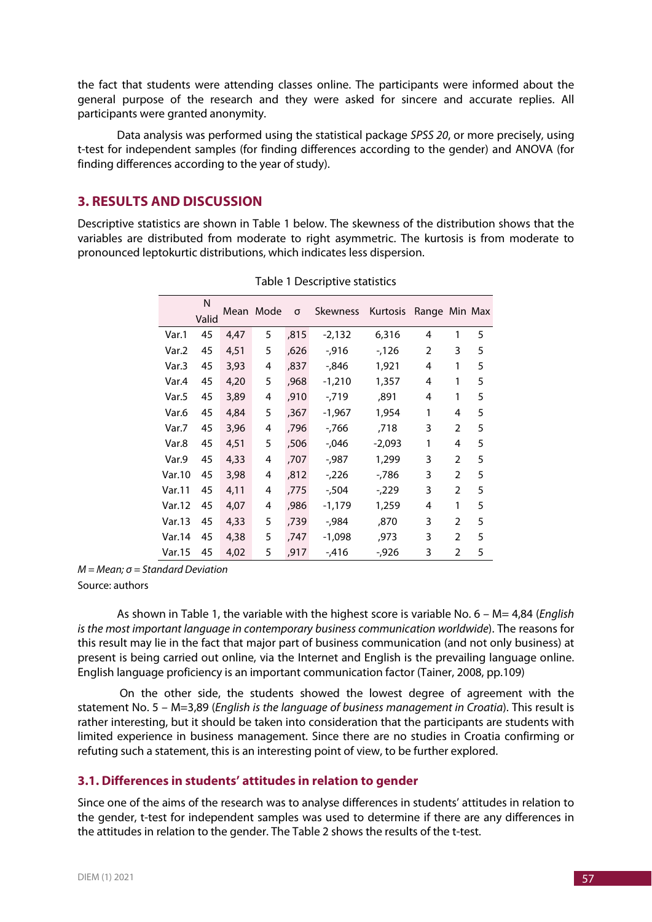the fact that students were attending classes online. The participants were informed about the general purpose of the research and they were asked for sincere and accurate replies. All participants were granted anonymity.

Data analysis was performed using the statistical package *SPSS 20*, or more precisely, using t-test for independent samples (for finding differences according to the gender) and ANOVA (for finding differences according to the year of study).

## 3. RESULTS AND DISCUSSION

Descriptive statistics are shown in Table 1 below. The skewness of the distribution shows that the variables are distributed from moderate to right asymmetric. The kurtosis is from moderate to pronounced leptokurtic distributions, which indicates less dispersion.

Table 1 Descriptive statistics

|  | N Valid | Mean | Mode | σ | Skewness | Kurtosis | Range | Min | Max |
|---|---|---|---|---|---|---|---|---|---|
| Var.1 | 45 | 4,47 | 5 | ,815 | -2,132 | 6,316 | 4 | 1 | 5 |
| Var.2 | 45 | 4,51 | 5 | ,626 | -,916 | -,126 | 2 | 3 | 5 |
| Var.3 | 45 | 3,93 | 4 | ,837 | -,846 | 1,921 | 4 | 1 | 5 |
| Var.4 | 45 | 4,20 | 5 | ,968 | -1,210 | 1,357 | 4 | 1 | 5 |
| Var.5 | 45 | 3,89 | 4 | ,910 | -,719 | ,891 | 4 | 1 | 5 |
| Var.6 | 45 | 4,84 | 5 | ,367 | -1,967 | 1,954 | 1 | 4 | 5 |
| Var.7 | 45 | 3,96 | 4 | ,796 | -,766 | ,718 | 3 | 2 | 5 |
| Var.8 | 45 | 4,51 | 5 | ,506 | -,046 | -2,093 | 1 | 4 | 5 |
| Var.9 | 45 | 4,33 | 4 | ,707 | -,987 | 1,299 | 3 | 2 | 5 |
| Var.10 | 45 | 3,98 | 4 | ,812 | -,226 | -,786 | 3 | 2 | 5 |
| Var.11 | 45 | 4,11 | 4 | ,775 | -,504 | -,229 | 3 | 2 | 5 |
| Var.12 | 45 | 4,07 | 4 | ,986 | -1,179 | 1,259 | 4 | 1 | 5 |
| Var.13 | 45 | 4,33 | 5 | ,739 | -,984 | ,870 | 3 | 2 | 5 |
| Var.14 | 45 | 4,38 | 5 | ,747 | -1,098 | ,973 | 3 | 2 | 5 |
| Var.15 | 45 | 4,02 | 5 | ,917 | -,416 | -,926 | 3 | 2 | 5 |

*M = Mean; σ = Standard Deviation*

Source: authors

As shown in Table 1, the variable with the highest score is variable No. 6 – M= 4,84 (*English is the most important language in contemporary business communication worldwide*). The reasons for this result may lie in the fact that major part of business communication (and not only business) at present is being carried out online, via the Internet and English is the prevailing language online. English language proficiency is an important communication factor (Tainer, 2008, pp.109)

On the other side, the students showed the lowest degree of agreement with the statement No. 5 – M=3,89 (*English is the language of business management in Croatia*). This result is rather interesting, but it should be taken into consideration that the participants are students with limited experience in business management. Since there are no studies in Croatia confirming or refuting such a statement, this is an interesting point of view, to be further explored.

### 3.1. Differences in students' attitudes in relation to gender

Since one of the aims of the research was to analyse differences in students' attitudes in relation to the gender, t-test for independent samples was used to determine if there are any differences in the attitudes in relation to the gender. The Table 2 shows the results of the t-test.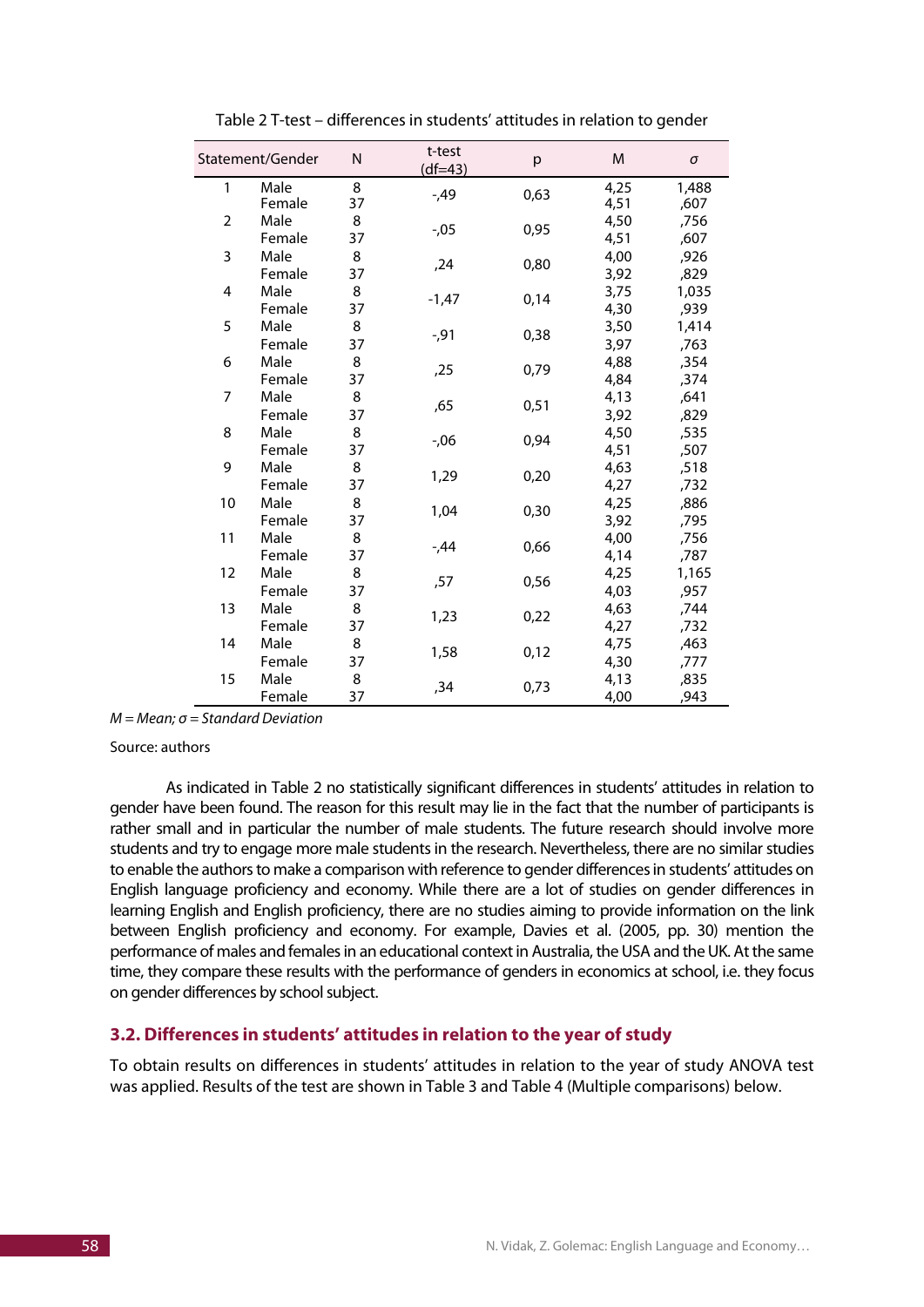Table 2 T-test – differences in students' attitudes in relation to gender

| Statement/Gender | | N | t-test (df=43) | p | M | σ |
|---|---|---|---|---|---|---|
| 1 | Male | 8 | -,49 | 0,63 | 4,25 | 1,488 |
| | Female | 37 | | | 4,51 | ,607 |
| 2 | Male | 8 | -,05 | 0,95 | 4,50 | ,756 |
| | Female | 37 | | | 4,51 | ,607 |
| 3 | Male | 8 | ,24 | 0,80 | 4,00 | ,926 |
| | Female | 37 | | | 3,92 | ,829 |
| 4 | Male | 8 | -1,47 | 0,14 | 3,75 | 1,035 |
| | Female | 37 | | | 4,30 | ,939 |
| 5 | Male | 8 | -,91 | 0,38 | 3,50 | 1,414 |
| | Female | 37 | | | 3,97 | ,763 |
| 6 | Male | 8 | ,25 | 0,79 | 4,88 | ,354 |
| | Female | 37 | | | 4,84 | ,374 |
| 7 | Male | 8 | ,65 | 0,51 | 4,13 | ,641 |
| | Female | 37 | | | 3,92 | ,829 |
| 8 | Male | 8 | -,06 | 0,94 | 4,50 | ,535 |
| | Female | 37 | | | 4,51 | ,507 |
| 9 | Male | 8 | 1,29 | 0,20 | 4,63 | ,518 |
| | Female | 37 | | | 4,27 | ,732 |
| 10 | Male | 8 | 1,04 | 0,30 | 4,25 | ,886 |
| | Female | 37 | | | 3,92 | ,795 |
| 11 | Male | 8 | -,44 | 0,66 | 4,00 | ,756 |
| | Female | 37 | | | 4,14 | ,787 |
| 12 | Male | 8 | ,57 | 0,56 | 4,25 | 1,165 |
| | Female | 37 | | | 4,03 | ,957 |
| 13 | Male | 8 | 1,23 | 0,22 | 4,63 | ,744 |
| | Female | 37 | | | 4,27 | ,732 |
| 14 | Male | 8 | 1,58 | 0,12 | 4,75 | ,463 |
| | Female | 37 | | | 4,30 | ,777 |
| 15 | Male | 8 | ,34 | 0,73 | 4,13 | ,835 |
| | Female | 37 | | | 4,00 | ,943 |

*M = Mean; σ = Standard Deviation*

Source: authors

As indicated in Table 2 no statistically significant differences in students' attitudes in relation to gender have been found. The reason for this result may lie in the fact that the number of participants is rather small and in particular the number of male students. The future research should involve more students and try to engage more male students in the research. Nevertheless, there are no similar studies to enable the authors to make a comparison with reference to gender differences in students' attitudes on English language proficiency and economy. While there are a lot of studies on gender differences in learning English and English proficiency, there are no studies aiming to provide information on the link between English proficiency and economy. For example, Davies et al. (2005, pp. 30) mention the performance of males and females in an educational context in Australia, the USA and the UK. At the same time, they compare these results with the performance of genders in economics at school, i.e. they focus on gender differences by school subject.

### 3.2. Differences in students' attitudes in relation to the year of study

To obtain results on differences in students' attitudes in relation to the year of study ANOVA test was applied. Results of the test are shown in Table 3 and Table 4 (Multiple comparisons) below.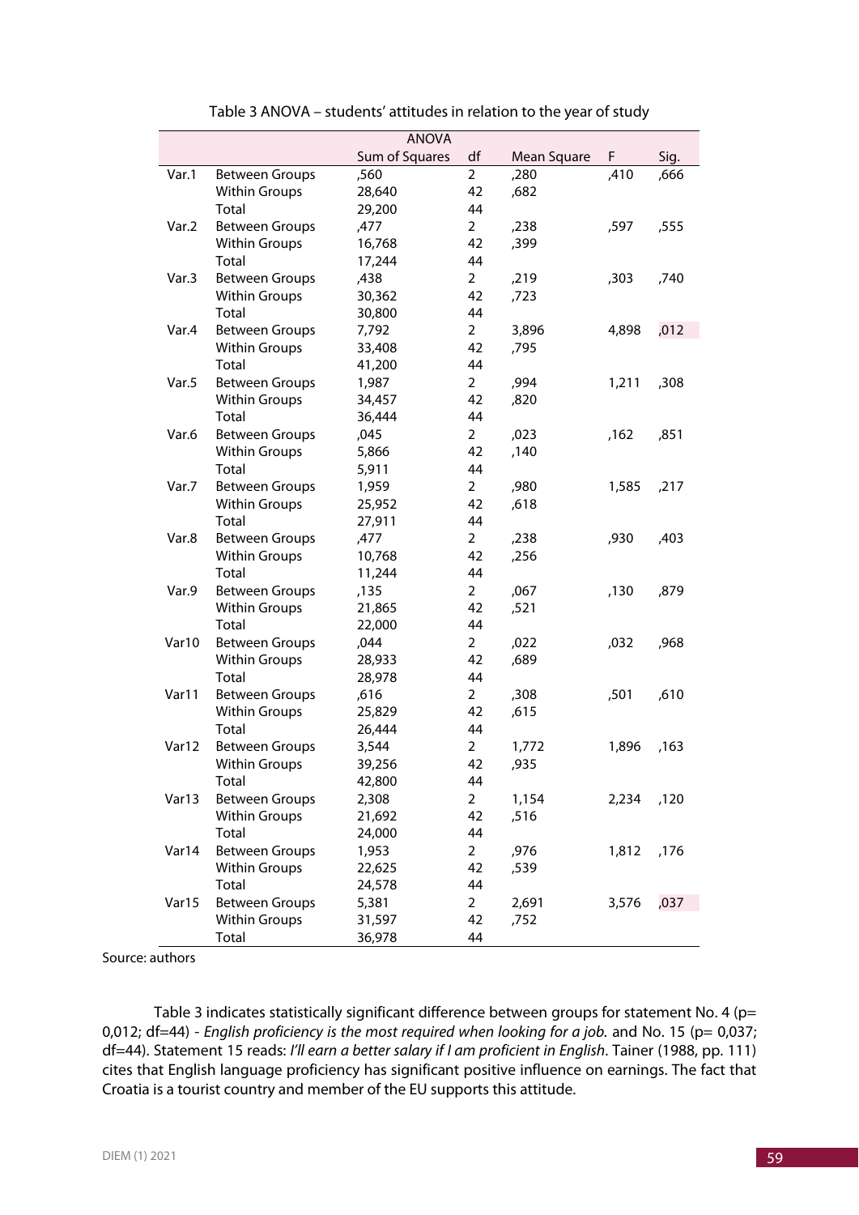Table 3 ANOVA – students' attitudes in relation to the year of study

| ANOVA | | | | | | |
|---|---|---|---|---|---|---|
| | | Sum of Squares | df | Mean Square | F | Sig. |
| Var.1 | Between Groups | ,560 | 2 | ,280 | ,410 | ,666 |
| | Within Groups | 28,640 | 42 | ,682 | | |
| | Total | 29,200 | 44 | | | |
| Var.2 | Between Groups | ,477 | 2 | ,238 | ,597 | ,555 |
| | Within Groups | 16,768 | 42 | ,399 | | |
| | Total | 17,244 | 44 | | | |
| Var.3 | Between Groups | ,438 | 2 | ,219 | ,303 | ,740 |
| | Within Groups | 30,362 | 42 | ,723 | | |
| | Total | 30,800 | 44 | | | |
| Var.4 | Between Groups | 7,792 | 2 | 3,896 | 4,898 | ,012 |
| | Within Groups | 33,408 | 42 | ,795 | | |
| | Total | 41,200 | 44 | | | |
| Var.5 | Between Groups | 1,987 | 2 | ,994 | 1,211 | ,308 |
| | Within Groups | 34,457 | 42 | ,820 | | |
| | Total | 36,444 | 44 | | | |
| Var.6 | Between Groups | ,045 | 2 | ,023 | ,162 | ,851 |
| | Within Groups | 5,866 | 42 | ,140 | | |
| | Total | 5,911 | 44 | | | |
| Var.7 | Between Groups | 1,959 | 2 | ,980 | 1,585 | ,217 |
| | Within Groups | 25,952 | 42 | ,618 | | |
| | Total | 27,911 | 44 | | | |
| Var.8 | Between Groups | ,477 | 2 | ,238 | ,930 | ,403 |
| | Within Groups | 10,768 | 42 | ,256 | | |
| | Total | 11,244 | 44 | | | |
| Var.9 | Between Groups | ,135 | 2 | ,067 | ,130 | ,879 |
| | Within Groups | 21,865 | 42 | ,521 | | |
| | Total | 22,000 | 44 | | | |
| Var10 | Between Groups | ,044 | 2 | ,022 | ,032 | ,968 |
| | Within Groups | 28,933 | 42 | ,689 | | |
| | Total | 28,978 | 44 | | | |
| Var11 | Between Groups | ,616 | 2 | ,308 | ,501 | ,610 |
| | Within Groups | 25,829 | 42 | ,615 | | |
| | Total | 26,444 | 44 | | | |
| Var12 | Between Groups | 3,544 | 2 | 1,772 | 1,896 | ,163 |
| | Within Groups | 39,256 | 42 | ,935 | | |
| | Total | 42,800 | 44 | | | |
| Var13 | Between Groups | 2,308 | 2 | 1,154 | 2,234 | ,120 |
| | Within Groups | 21,692 | 42 | ,516 | | |
| | Total | 24,000 | 44 | | | |
| Var14 | Between Groups | 1,953 | 2 | ,976 | 1,812 | ,176 |
| | Within Groups | 22,625 | 42 | ,539 | | |
| | Total | 24,578 | 44 | | | |
| Var15 | Between Groups | 5,381 | 2 | 2,691 | 3,576 | ,037 |
| | Within Groups | 31,597 | 42 | ,752 | | |
| | Total | 36,978 | 44 | | | |

Source: authors

Table 3 indicates statistically significant difference between groups for statement No. 4 (p= 0,012; df=44) - *English proficiency is the most required when looking for a job.* and No. 15 (p= 0,037; df=44). Statement 15 reads: *I'll earn a better salary if I am proficient in English*. Tainer (1988, pp. 111) cites that English language proficiency has significant positive influence on earnings. The fact that Croatia is a tourist country and member of the EU supports this attitude.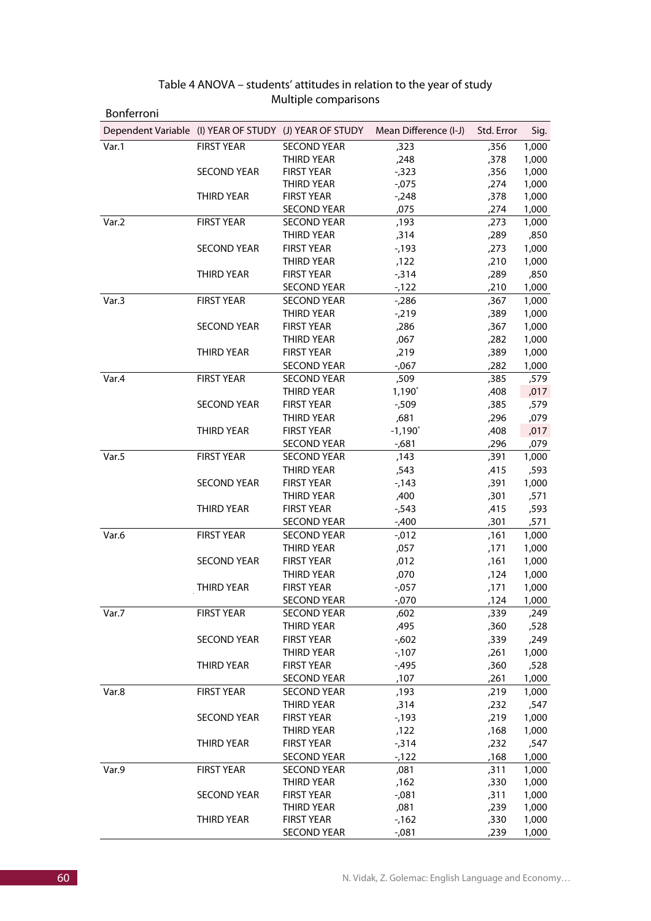Table 4 ANOVA – students' attitudes in relation to the year of study
Multiple comparisons

Bonferroni

| Dependent Variable | (I) YEAR OF STUDY | (J) YEAR OF STUDY | Mean Difference (I-J) | Std. Error | Sig. |
|---|---|---|---|---|---|
| Var.1 | FIRST YEAR | SECOND YEAR | ,323 | ,356 | 1,000 |
| | | THIRD YEAR | ,248 | ,378 | 1,000 |
| | SECOND YEAR | FIRST YEAR | -,323 | ,356 | 1,000 |
| | | THIRD YEAR | -,075 | ,274 | 1,000 |
| | THIRD YEAR | FIRST YEAR | -,248 | ,378 | 1,000 |
| | | SECOND YEAR | ,075 | ,274 | 1,000 |
| Var.2 | FIRST YEAR | SECOND YEAR | ,193 | ,273 | 1,000 |
| | | THIRD YEAR | ,314 | ,289 | ,850 |
| | SECOND YEAR | FIRST YEAR | -,193 | ,273 | 1,000 |
| | | THIRD YEAR | ,122 | ,210 | 1,000 |
| | THIRD YEAR | FIRST YEAR | -,314 | ,289 | ,850 |
| | | SECOND YEAR | -,122 | ,210 | 1,000 |
| Var.3 | FIRST YEAR | SECOND YEAR | -,286 | ,367 | 1,000 |
| | | THIRD YEAR | -,219 | ,389 | 1,000 |
| | SECOND YEAR | FIRST YEAR | ,286 | ,367 | 1,000 |
| | | THIRD YEAR | ,067 | ,282 | 1,000 |
| | THIRD YEAR | FIRST YEAR | ,219 | ,389 | 1,000 |
| | | SECOND YEAR | -,067 | ,282 | 1,000 |
| Var.4 | FIRST YEAR | SECOND YEAR | ,509 | ,385 | ,579 |
| | | THIRD YEAR | 1,190* | ,408 | ,017 |
| | SECOND YEAR | FIRST YEAR | -,509 | ,385 | ,579 |
| | | THIRD YEAR | ,681 | ,296 | ,079 |
| | THIRD YEAR | FIRST YEAR | -1,190* | ,408 | ,017 |
| | | SECOND YEAR | -,681 | ,296 | ,079 |
| Var.5 | FIRST YEAR | SECOND YEAR | ,143 | ,391 | 1,000 |
| | | THIRD YEAR | ,543 | ,415 | ,593 |
| | SECOND YEAR | FIRST YEAR | -,143 | ,391 | 1,000 |
| | | THIRD YEAR | ,400 | ,301 | ,571 |
| | THIRD YEAR | FIRST YEAR | -,543 | ,415 | ,593 |
| | | SECOND YEAR | -,400 | ,301 | ,571 |
| Var.6 | FIRST YEAR | SECOND YEAR | -,012 | ,161 | 1,000 |
| | | THIRD YEAR | ,057 | ,171 | 1,000 |
| | SECOND YEAR | FIRST YEAR | ,012 | ,161 | 1,000 |
| | | THIRD YEAR | ,070 | ,124 | 1,000 |
| | THIRD YEAR | FIRST YEAR | -,057 | ,171 | 1,000 |
| | | SECOND YEAR | -,070 | ,124 | 1,000 |
| Var.7 | FIRST YEAR | SECOND YEAR | ,602 | ,339 | ,249 |
| | | THIRD YEAR | ,495 | ,360 | ,528 |
| | SECOND YEAR | FIRST YEAR | -,602 | ,339 | ,249 |
| | | THIRD YEAR | -,107 | ,261 | 1,000 |
| | THIRD YEAR | FIRST YEAR | -,495 | ,360 | ,528 |
| | | SECOND YEAR | ,107 | ,261 | 1,000 |
| Var.8 | FIRST YEAR | SECOND YEAR | ,193 | ,219 | 1,000 |
| | | THIRD YEAR | ,314 | ,232 | ,547 |
| | SECOND YEAR | FIRST YEAR | -,193 | ,219 | 1,000 |
| | | THIRD YEAR | ,122 | ,168 | 1,000 |
| | THIRD YEAR | FIRST YEAR | -,314 | ,232 | ,547 |
| | | SECOND YEAR | -,122 | ,168 | 1,000 |
| Var.9 | FIRST YEAR | SECOND YEAR | ,081 | ,311 | 1,000 |
| | | THIRD YEAR | ,162 | ,330 | 1,000 |
| | SECOND YEAR | FIRST YEAR | -,081 | ,311 | 1,000 |
| | | THIRD YEAR | ,081 | ,239 | 1,000 |
| | THIRD YEAR | FIRST YEAR | -,162 | ,330 | 1,000 |
| | | SECOND YEAR | -,081 | ,239 | 1,000 |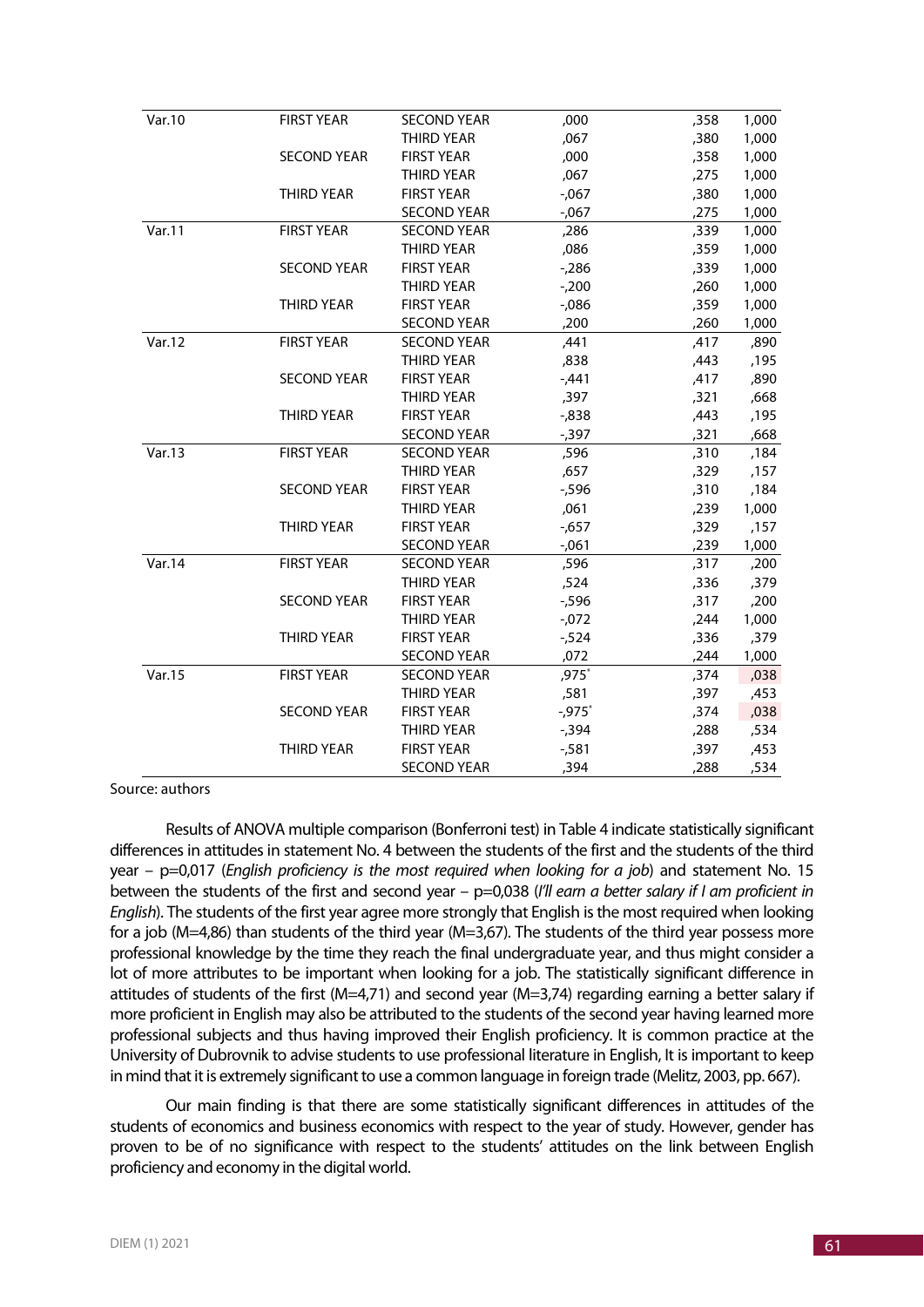| | | | | | |
|---|---|---|---|---|---|
| Var.10 | FIRST YEAR | SECOND YEAR | ,000 | ,358 | 1,000 |
| | | THIRD YEAR | ,067 | ,380 | 1,000 |
| | SECOND YEAR | FIRST YEAR | ,000 | ,358 | 1,000 |
| | | THIRD YEAR | ,067 | ,275 | 1,000 |
| | THIRD YEAR | FIRST YEAR | -,067 | ,380 | 1,000 |
| | | SECOND YEAR | -,067 | ,275 | 1,000 |
| Var.11 | FIRST YEAR | SECOND YEAR | ,286 | ,339 | 1,000 |
| | | THIRD YEAR | ,086 | ,359 | 1,000 |
| | SECOND YEAR | FIRST YEAR | -,286 | ,339 | 1,000 |
| | | THIRD YEAR | -,200 | ,260 | 1,000 |
| | THIRD YEAR | FIRST YEAR | -,086 | ,359 | 1,000 |
| | | SECOND YEAR | ,200 | ,260 | 1,000 |
| Var.12 | FIRST YEAR | SECOND YEAR | ,441 | ,417 | ,890 |
| | | THIRD YEAR | ,838 | ,443 | ,195 |
| | SECOND YEAR | FIRST YEAR | -,441 | ,417 | ,890 |
| | | THIRD YEAR | ,397 | ,321 | ,668 |
| | THIRD YEAR | FIRST YEAR | -,838 | ,443 | ,195 |
| | | SECOND YEAR | -,397 | ,321 | ,668 |
| Var.13 | FIRST YEAR | SECOND YEAR | ,596 | ,310 | ,184 |
| | | THIRD YEAR | ,657 | ,329 | ,157 |
| | SECOND YEAR | FIRST YEAR | -,596 | ,310 | ,184 |
| | | THIRD YEAR | ,061 | ,239 | 1,000 |
| | THIRD YEAR | FIRST YEAR | -,657 | ,329 | ,157 |
| | | SECOND YEAR | -,061 | ,239 | 1,000 |
| Var.14 | FIRST YEAR | SECOND YEAR | ,596 | ,317 | ,200 |
| | | THIRD YEAR | ,524 | ,336 | ,379 |
| | SECOND YEAR | FIRST YEAR | -,596 | ,317 | ,200 |
| | | THIRD YEAR | -,072 | ,244 | 1,000 |
| | THIRD YEAR | FIRST YEAR | -,524 | ,336 | ,379 |
| | | SECOND YEAR | ,072 | ,244 | 1,000 |
| Var.15 | FIRST YEAR | SECOND YEAR | ,975* | ,374 | ,038 |
| | | THIRD YEAR | ,581 | ,397 | ,453 |
| | SECOND YEAR | FIRST YEAR | -,975* | ,374 | ,038 |
| | | THIRD YEAR | -,394 | ,288 | ,534 |
| | THIRD YEAR | FIRST YEAR | -,581 | ,397 | ,453 |
| | | SECOND YEAR | ,394 | ,288 | ,534 |

Source: authors

Results of ANOVA multiple comparison (Bonferroni test) in Table 4 indicate statistically significant differences in attitudes in statement No. 4 between the students of the first and the students of the third year – p=0,017 (*English proficiency is the most required when looking for a job*) and statement No. 15 between the students of the first and second year – p=0,038 (*I'll earn a better salary if I am proficient in English*). The students of the first year agree more strongly that English is the most required when looking for a job (M=4,86) than students of the third year (M=3,67). The students of the third year possess more professional knowledge by the time they reach the final undergraduate year, and thus might consider a lot of more attributes to be important when looking for a job. The statistically significant difference in attitudes of students of the first (M=4,71) and second year (M=3,74) regarding earning a better salary if more proficient in English may also be attributed to the students of the second year having learned more professional subjects and thus having improved their English proficiency. It is common practice at the University of Dubrovnik to advise students to use professional literature in English, It is important to keep in mind that it is extremely significant to use a common language in foreign trade (Melitz, 2003, pp. 667).

Our main finding is that there are some statistically significant differences in attitudes of the students of economics and business economics with respect to the year of study. However, gender has proven to be of no significance with respect to the students' attitudes on the link between English proficiency and economy in the digital world.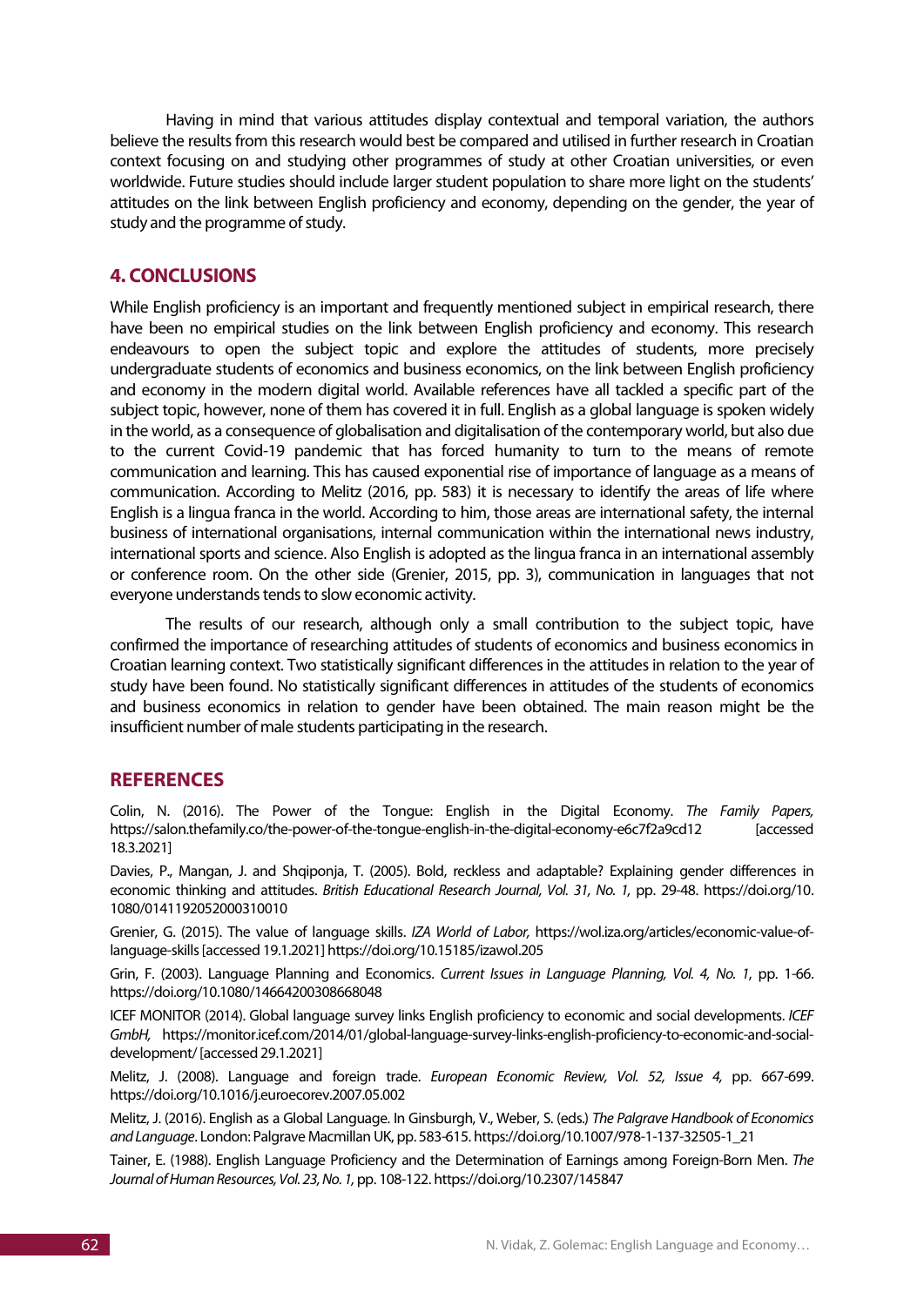Having in mind that various attitudes display contextual and temporal variation, the authors believe the results from this research would best be compared and utilised in further research in Croatian context focusing on and studying other programmes of study at other Croatian universities, or even worldwide. Future studies should include larger student population to share more light on the students' attitudes on the link between English proficiency and economy, depending on the gender, the year of study and the programme of study.

## 4. CONCLUSIONS

While English proficiency is an important and frequently mentioned subject in empirical research, there have been no empirical studies on the link between English proficiency and economy. This research endeavours to open the subject topic and explore the attitudes of students, more precisely undergraduate students of economics and business economics, on the link between English proficiency and economy in the modern digital world. Available references have all tackled a specific part of the subject topic, however, none of them has covered it in full. English as a global language is spoken widely in the world, as a consequence of globalisation and digitalisation of the contemporary world, but also due to the current Covid-19 pandemic that has forced humanity to turn to the means of remote communication and learning. This has caused exponential rise of importance of language as a means of communication. According to Melitz (2016, pp. 583) it is necessary to identify the areas of life where English is a lingua franca in the world. According to him, those areas are international safety, the internal business of international organisations, internal communication within the international news industry, international sports and science. Also English is adopted as the lingua franca in an international assembly or conference room. On the other side (Grenier, 2015, pp. 3), communication in languages that not everyone understands tends to slow economic activity.

The results of our research, although only a small contribution to the subject topic, have confirmed the importance of researching attitudes of students of economics and business economics in Croatian learning context. Two statistically significant differences in the attitudes in relation to the year of study have been found. No statistically significant differences in attitudes of the students of economics and business economics in relation to gender have been obtained. The main reason might be the insufficient number of male students participating in the research.

## REFERENCES

Colin, N. (2016). The Power of the Tongue: English in the Digital Economy. *The Family Papers,* https://salon.thefamily.co/the-power-of-the-tongue-english-in-the-digital-economy-e6c7f2a9cd12 [accessed 18.3.2021]

Davies, P., Mangan, J. and Shqiponja, T. (2005). Bold, reckless and adaptable? Explaining gender differences in economic thinking and attitudes. *British Educational Research Journal, Vol. 31, No. 1,* pp. 29-48. https://doi.org/10.1080/0141192052000310010

Grenier, G. (2015). The value of language skills. *IZA World of Labor,* https://wol.iza.org/articles/economic-value-of-language-skills [accessed 19.1.2021] https://doi.org/10.15185/izawol.205

Grin, F. (2003). Language Planning and Economics. *Current Issues in Language Planning, Vol. 4, No. 1*, pp. 1-66. https://doi.org/10.1080/14664200308668048

ICEF MONITOR (2014). Global language survey links English proficiency to economic and social developments. *ICEF GmbH,* https://monitor.icef.com/2014/01/global-language-survey-links-english-proficiency-to-economic-and-social-development/ [accessed 29.1.2021]

Melitz, J. (2008). Language and foreign trade. *European Economic Review, Vol. 52, Issue 4,* pp. 667-699. https://doi.org/10.1016/j.euroecorev.2007.05.002

Melitz, J. (2016). English as a Global Language. In Ginsburgh, V., Weber, S. (eds.) *The Palgrave Handbook of Economics and Language*. London: Palgrave Macmillan UK, pp. 583-615. https://doi.org/10.1007/978-1-137-32505-1_21

Tainer, E. (1988). English Language Proficiency and the Determination of Earnings among Foreign-Born Men. *The Journal of Human Resources, Vol. 23, No. 1,* pp. 108-122. https://doi.org/10.2307/145847